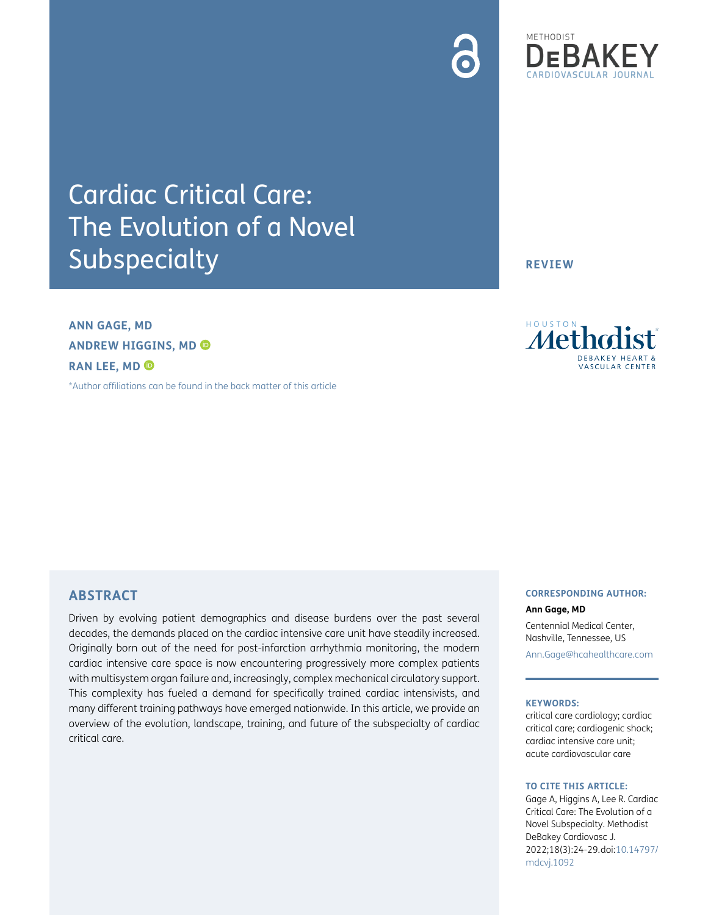# Cardiac Critical Care: The Evolution of a Novel Subspecialty

**REVIEW**

**ANN GAGE, MD**
**ANDREW HIGGINS, MD**
**RAN LEE, MD**

*Author affiliations can be found in the back matter of this article

## ABSTRACT

Driven by evolving patient demographics and disease burdens over the past several decades, the demands placed on the cardiac intensive care unit have steadily increased. Originally born out of the need for post-infarction arrhythmia monitoring, the modern cardiac intensive care space is now encountering progressively more complex patients with multisystem organ failure and, increasingly, complex mechanical circulatory support. This complexity has fueled a demand for specifically trained cardiac intensivists, and many different training pathways have emerged nationwide. In this article, we provide an overview of the evolution, landscape, training, and future of the subspecialty of cardiac critical care.

**CORRESPONDING AUTHOR:**

**Ann Gage, MD**

Centennial Medical Center, Nashville, Tennessee, US

Ann.Gage@hcahealthcare.com

**KEYWORDS:**

critical care cardiology; cardiac critical care; cardiogenic shock; cardiac intensive care unit; acute cardiovascular care

**TO CITE THIS ARTICLE:**

Gage A, Higgins A, Lee R. Cardiac Critical Care: The Evolution of a Novel Subspecialty. Methodist DeBakey Cardiovasc J. 2022;18(3):24-29.doi:10.14797/mdcvj.1092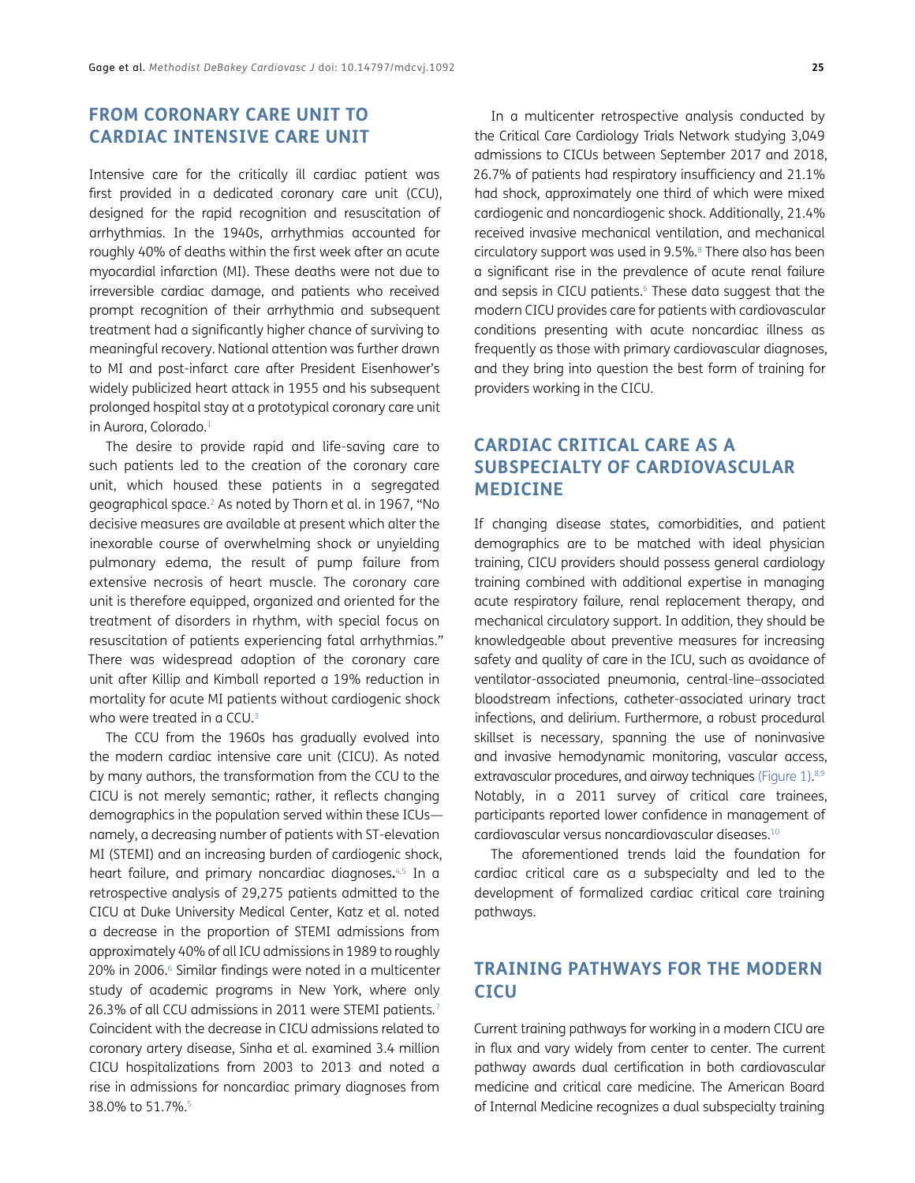## FROM CORONARY CARE UNIT TO CARDIAC INTENSIVE CARE UNIT

Intensive care for the critically ill cardiac patient was first provided in a dedicated coronary care unit (CCU), designed for the rapid recognition and resuscitation of arrhythmias. In the 1940s, arrhythmias accounted for roughly 40% of deaths within the first week after an acute myocardial infarction (MI). These deaths were not due to irreversible cardiac damage, and patients who received prompt recognition of their arrhythmia and subsequent treatment had a significantly higher chance of surviving to meaningful recovery. National attention was further drawn to MI and post-infarct care after President Eisenhower's widely publicized heart attack in 1955 and his subsequent prolonged hospital stay at a prototypical coronary care unit in Aurora, Colorado.[1]

The desire to provide rapid and life-saving care to such patients led to the creation of the coronary care unit, which housed these patients in a segregated geographical space.[2] As noted by Thorn et al. in 1967, "No decisive measures are available at present which alter the inexorable course of overwhelming shock or unyielding pulmonary edema, the result of pump failure from extensive necrosis of heart muscle. The coronary care unit is therefore equipped, organized and oriented for the treatment of disorders in rhythm, with special focus on resuscitation of patients experiencing fatal arrhythmias." There was widespread adoption of the coronary care unit after Killip and Kimball reported a 19% reduction in mortality for acute MI patients without cardiogenic shock who were treated in a CCU.[3]

The CCU from the 1960s has gradually evolved into the modern cardiac intensive care unit (CICU). As noted by many authors, the transformation from the CCU to the CICU is not merely semantic; rather, it reflects changing demographics in the population served within these ICUs—namely, a decreasing number of patients with ST-elevation MI (STEMI) and an increasing burden of cardiogenic shock, heart failure, and primary noncardiac diagnoses.[4,5] In a retrospective analysis of 29,275 patients admitted to the CICU at Duke University Medical Center, Katz et al. noted a decrease in the proportion of STEMI admissions from approximately 40% of all ICU admissions in 1989 to roughly 20% in 2006.[6] Similar findings were noted in a multicenter study of academic programs in New York, where only 26.3% of all CCU admissions in 2011 were STEMI patients.[7] Coincident with the decrease in CICU admissions related to coronary artery disease, Sinha et al. examined 3.4 million CICU hospitalizations from 2003 to 2013 and noted a rise in admissions for noncardiac primary diagnoses from 38.0% to 51.7%.[5]

In a multicenter retrospective analysis conducted by the Critical Care Cardiology Trials Network studying 3,049 admissions to CICUs between September 2017 and 2018, 26.7% of patients had respiratory insufficiency and 21.1% had shock, approximately one third of which were mixed cardiogenic and noncardiogenic shock. Additionally, 21.4% received invasive mechanical ventilation, and mechanical circulatory support was used in 9.5%.[8] There also has been a significant rise in the prevalence of acute renal failure and sepsis in CICU patients.[6] These data suggest that the modern CICU provides care for patients with cardiovascular conditions presenting with acute noncardiac illness as frequently as those with primary cardiovascular diagnoses, and they bring into question the best form of training for providers working in the CICU.

## CARDIAC CRITICAL CARE AS A SUBSPECIALTY OF CARDIOVASCULAR MEDICINE

If changing disease states, comorbidities, and patient demographics are to be matched with ideal physician training, CICU providers should possess general cardiology training combined with additional expertise in managing acute respiratory failure, renal replacement therapy, and mechanical circulatory support. In addition, they should be knowledgeable about preventive measures for increasing safety and quality of care in the ICU, such as avoidance of ventilator-associated pneumonia, central-line–associated bloodstream infections, catheter-associated urinary tract infections, and delirium. Furthermore, a robust procedural skillset is necessary, spanning the use of noninvasive and invasive hemodynamic monitoring, vascular access, extravascular procedures, and airway techniques (Figure 1).[8,9] Notably, in a 2011 survey of critical care trainees, participants reported lower confidence in management of cardiovascular versus noncardiovascular diseases.[10]

The aforementioned trends laid the foundation for cardiac critical care as a subspecialty and led to the development of formalized cardiac critical care training pathways.

## TRAINING PATHWAYS FOR THE MODERN CICU

Current training pathways for working in a modern CICU are in flux and vary widely from center to center. The current pathway awards dual certification in both cardiovascular medicine and critical care medicine. The American Board of Internal Medicine recognizes a dual subspecialty training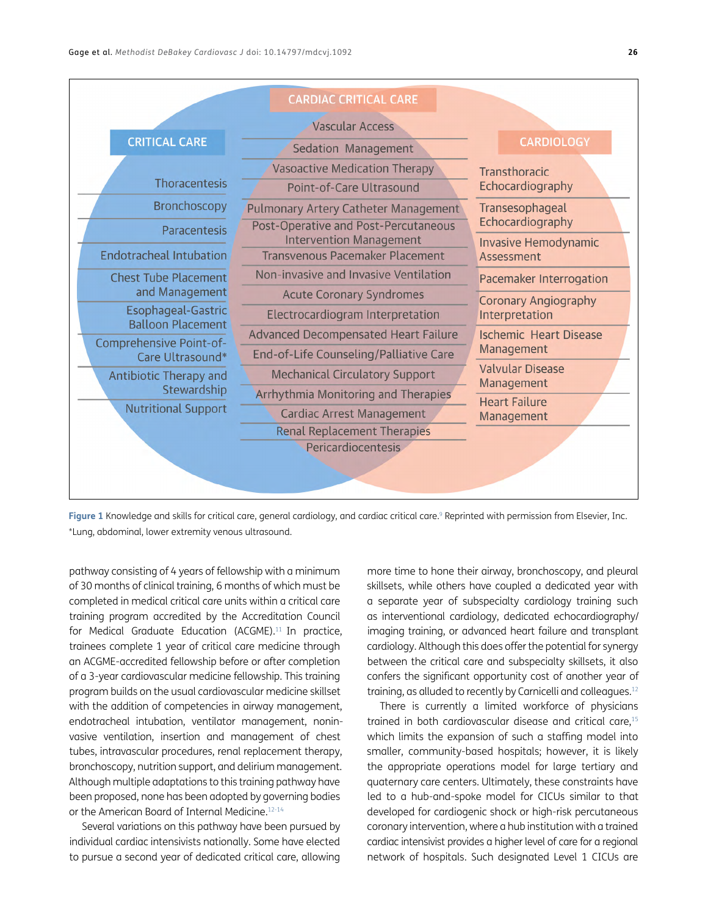**CARDIAC CRITICAL CARE**

**CRITICAL CARE**

- Thoracentesis
- Bronchoscopy
- Paracentesis
- Endotracheal Intubation
- Chest Tube Placement and Management
- Esophageal-Gastric Balloon Placement
- Comprehensive Point-of-Care Ultrasound*
- Antibiotic Therapy and Stewardship
- Nutritional Support

**CARDIAC CRITICAL CARE (overlap)**

- Vascular Access
- Sedation Management
- Vasoactive Medication Therapy
- Point-of-Care Ultrasound
- Pulmonary Artery Catheter Management
- Post-Operative and Post-Percutaneous Intervention Management
- Transvenous Pacemaker Placement
- Non-invasive and Invasive Ventilation
- Acute Coronary Syndromes
- Electrocardiogram Interpretation
- Advanced Decompensated Heart Failure
- End-of-Life Counseling/Palliative Care
- Mechanical Circulatory Support
- Arrhythmia Monitoring and Therapies
- Cardiac Arrest Management
- Renal Replacement Therapies
- Pericardiocentesis

**CARDIOLOGY**

- Transthoracic Echocardiography
- Transesophageal Echocardiography
- Invasive Hemodynamic Assessment
- Pacemaker Interrogation
- Coronary Angiography Interpretation
- Ischemic Heart Disease Management
- Valvular Disease Management
- Heart Failure Management

**Figure 1** Knowledge and skills for critical care, general cardiology, and cardiac critical care.[9] Reprinted with permission from Elsevier, Inc.
*Lung, abdominal, lower extremity venous ultrasound.

pathway consisting of 4 years of fellowship with a minimum of 30 months of clinical training, 6 months of which must be completed in medical critical care units within a critical care training program accredited by the Accreditation Council for Medical Graduate Education (ACGME).[11] In practice, trainees complete 1 year of critical care medicine through an ACGME-accredited fellowship before or after completion of a 3-year cardiovascular medicine fellowship. This training program builds on the usual cardiovascular medicine skillset with the addition of competencies in airway management, endotracheal intubation, ventilator management, noninvasive ventilation, insertion and management of chest tubes, intravascular procedures, renal replacement therapy, bronchoscopy, nutrition support, and delirium management. Although multiple adaptations to this training pathway have been proposed, none has been adopted by governing bodies or the American Board of Internal Medicine.[12-14]

Several variations on this pathway have been pursued by individual cardiac intensivists nationally. Some have elected to pursue a second year of dedicated critical care, allowing more time to hone their airway, bronchoscopy, and pleural skillsets, while others have coupled a dedicated year with a separate year of subspecialty cardiology training such as interventional cardiology, dedicated echocardiography/imaging training, or advanced heart failure and transplant cardiology. Although this does offer the potential for synergy between the critical care and subspecialty skillsets, it also confers the significant opportunity cost of another year of training, as alluded to recently by Carnicelli and colleagues.[12]

There is currently a limited workforce of physicians trained in both cardiovascular disease and critical care,[15] which limits the expansion of such a staffing model into smaller, community-based hospitals; however, it is likely the appropriate operations model for large tertiary and quaternary care centers. Ultimately, these constraints have led to a hub-and-spoke model for CICUs similar to that developed for cardiogenic shock or high-risk percutaneous coronary intervention, where a hub institution with a trained cardiac intensivist provides a higher level of care for a regional network of hospitals. Such designated Level 1 CICUs are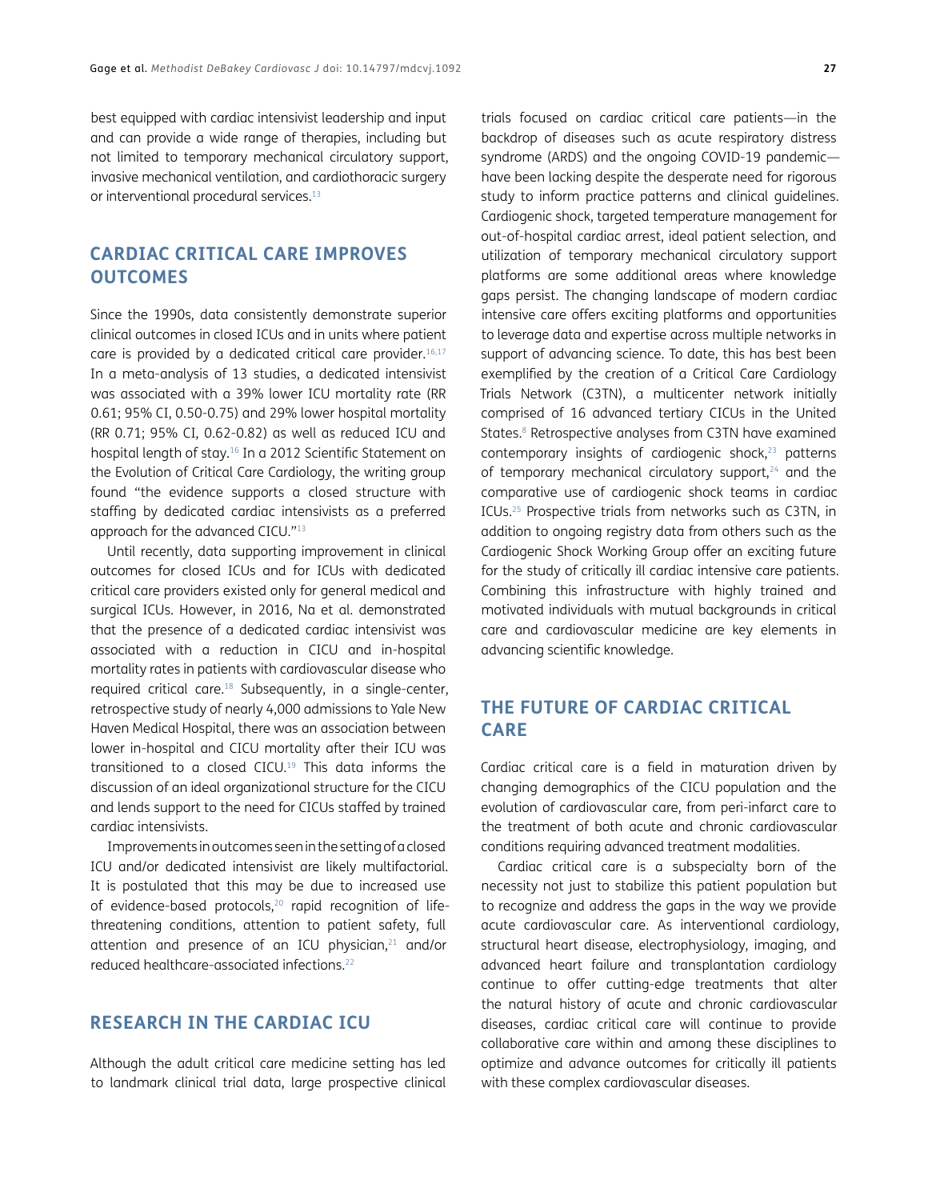best equipped with cardiac intensivist leadership and input and can provide a wide range of therapies, including but not limited to temporary mechanical circulatory support, invasive mechanical ventilation, and cardiothoracic surgery or interventional procedural services.[13]

## CARDIAC CRITICAL CARE IMPROVES OUTCOMES

Since the 1990s, data consistently demonstrate superior clinical outcomes in closed ICUs and in units where patient care is provided by a dedicated critical care provider.[16,17] In a meta-analysis of 13 studies, a dedicated intensivist was associated with a 39% lower ICU mortality rate (RR 0.61; 95% CI, 0.50-0.75) and 29% lower hospital mortality (RR 0.71; 95% CI, 0.62-0.82) as well as reduced ICU and hospital length of stay.[16] In a 2012 Scientific Statement on the Evolution of Critical Care Cardiology, the writing group found "the evidence supports a closed structure with staffing by dedicated cardiac intensivists as a preferred approach for the advanced CICU."[13]

Until recently, data supporting improvement in clinical outcomes for closed ICUs and for ICUs with dedicated critical care providers existed only for general medical and surgical ICUs. However, in 2016, Na et al. demonstrated that the presence of a dedicated cardiac intensivist was associated with a reduction in CICU and in-hospital mortality rates in patients with cardiovascular disease who required critical care.[18] Subsequently, in a single-center, retrospective study of nearly 4,000 admissions to Yale New Haven Medical Hospital, there was an association between lower in-hospital and CICU mortality after their ICU was transitioned to a closed CICU.[19] This data informs the discussion of an ideal organizational structure for the CICU and lends support to the need for CICUs staffed by trained cardiac intensivists.

Improvements in outcomes seen in the setting of a closed ICU and/or dedicated intensivist are likely multifactorial. It is postulated that this may be due to increased use of evidence-based protocols,[20] rapid recognition of life-threatening conditions, attention to patient safety, full attention and presence of an ICU physician,[21] and/or reduced healthcare-associated infections.[22]

## RESEARCH IN THE CARDIAC ICU

Although the adult critical care medicine setting has led to landmark clinical trial data, large prospective clinical trials focused on cardiac critical care patients—in the backdrop of diseases such as acute respiratory distress syndrome (ARDS) and the ongoing COVID-19 pandemic—have been lacking despite the desperate need for rigorous study to inform practice patterns and clinical guidelines. Cardiogenic shock, targeted temperature management for out-of-hospital cardiac arrest, ideal patient selection, and utilization of temporary mechanical circulatory support platforms are some additional areas where knowledge gaps persist. The changing landscape of modern cardiac intensive care offers exciting platforms and opportunities to leverage data and expertise across multiple networks in support of advancing science. To date, this has best been exemplified by the creation of a Critical Care Cardiology Trials Network (C3TN), a multicenter network initially comprised of 16 advanced tertiary CICUs in the United States.[8] Retrospective analyses from C3TN have examined contemporary insights of cardiogenic shock,[23] patterns of temporary mechanical circulatory support,[24] and the comparative use of cardiogenic shock teams in cardiac ICUs.[25] Prospective trials from networks such as C3TN, in addition to ongoing registry data from others such as the Cardiogenic Shock Working Group offer an exciting future for the study of critically ill cardiac intensive care patients. Combining this infrastructure with highly trained and motivated individuals with mutual backgrounds in critical care and cardiovascular medicine are key elements in advancing scientific knowledge.

## THE FUTURE OF CARDIAC CRITICAL CARE

Cardiac critical care is a field in maturation driven by changing demographics of the CICU population and the evolution of cardiovascular care, from peri-infarct care to the treatment of both acute and chronic cardiovascular conditions requiring advanced treatment modalities.

Cardiac critical care is a subspecialty born of the necessity not just to stabilize this patient population but to recognize and address the gaps in the way we provide acute cardiovascular care. As interventional cardiology, structural heart disease, electrophysiology, imaging, and advanced heart failure and transplantation cardiology continue to offer cutting-edge treatments that alter the natural history of acute and chronic cardiovascular diseases, cardiac critical care will continue to provide collaborative care within and among these disciplines to optimize and advance outcomes for critically ill patients with these complex cardiovascular diseases.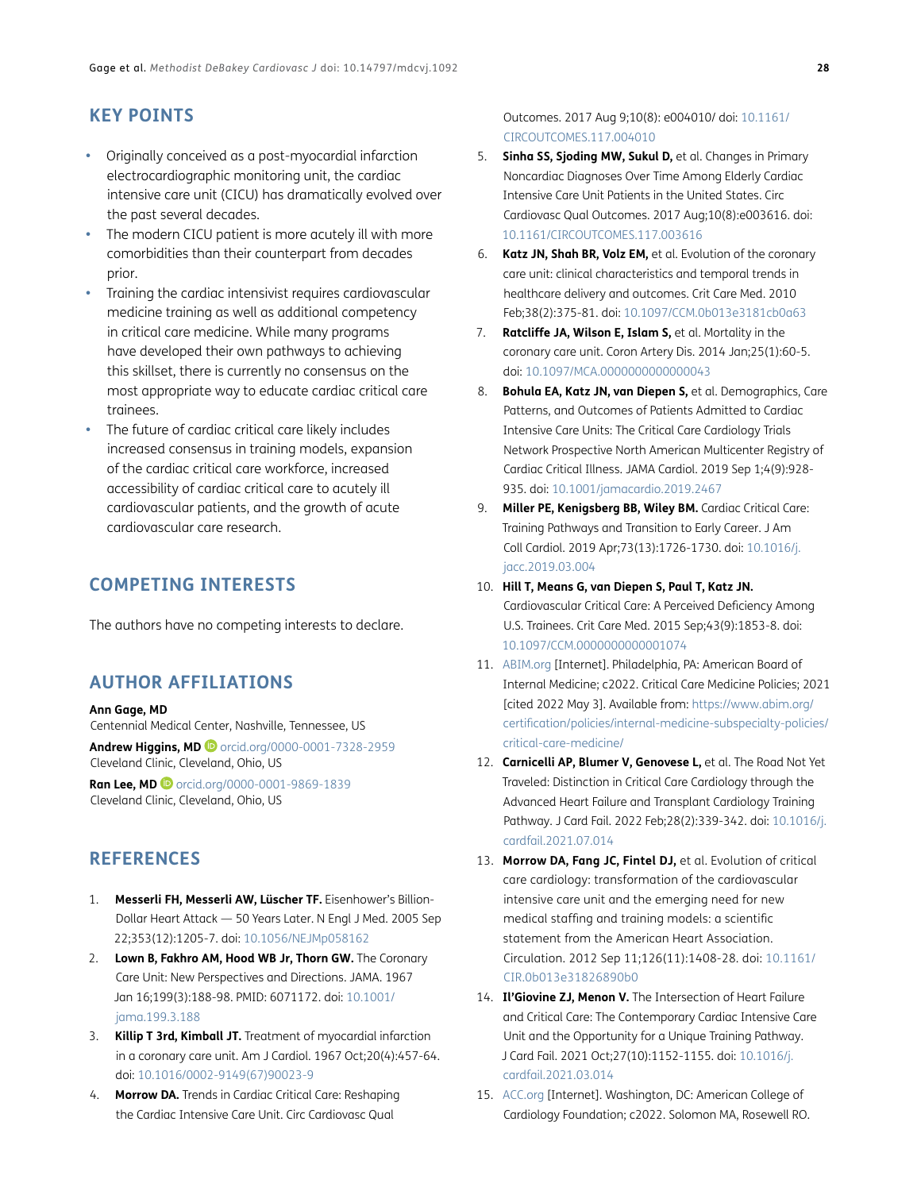## KEY POINTS

- Originally conceived as a post-myocardial infarction electrocardiographic monitoring unit, the cardiac intensive care unit (CICU) has dramatically evolved over the past several decades.
- The modern CICU patient is more acutely ill with more comorbidities than their counterpart from decades prior.
- Training the cardiac intensivist requires cardiovascular medicine training as well as additional competency in critical care medicine. While many programs have developed their own pathways to achieving this skillset, there is currently no consensus on the most appropriate way to educate cardiac critical care trainees.
- The future of cardiac critical care likely includes increased consensus in training models, expansion of the cardiac critical care workforce, increased accessibility of cardiac critical care to acutely ill cardiovascular patients, and the growth of acute cardiovascular care research.

## COMPETING INTERESTS

The authors have no competing interests to declare.

## AUTHOR AFFILIATIONS

**Ann Gage, MD**
Centennial Medical Center, Nashville, Tennessee, US

**Andrew Higgins, MD** orcid.org/0000-0001-7328-2959
Cleveland Clinic, Cleveland, Ohio, US

**Ran Lee, MD** orcid.org/0000-0001-9869-1839
Cleveland Clinic, Cleveland, Ohio, US

## REFERENCES

1. **Messerli FH, Messerli AW, Lüscher TF.** Eisenhower's Billion-Dollar Heart Attack — 50 Years Later. N Engl J Med. 2005 Sep 22;353(12):1205-7. doi: 10.1056/NEJMp058162
2. **Lown B, Fakhro AM, Hood WB Jr, Thorn GW.** The Coronary Care Unit: New Perspectives and Directions. JAMA. 1967 Jan 16;199(3):188-98. PMID: 6071172. doi: 10.1001/jama.199.3.188
3. **Killip T 3rd, Kimball JT.** Treatment of myocardial infarction in a coronary care unit. Am J Cardiol. 1967 Oct;20(4):457-64. doi: 10.1016/0002-9149(67)90023-9
4. **Morrow DA.** Trends in Cardiac Critical Care: Reshaping the Cardiac Intensive Care Unit. Circ Cardiovasc Qual Outcomes. 2017 Aug 9;10(8): e004010/ doi: 10.1161/CIRCOUTCOMES.117.004010
5. **Sinha SS, Sjoding MW, Sukul D,** et al. Changes in Primary Noncardiac Diagnoses Over Time Among Elderly Cardiac Intensive Care Unit Patients in the United States. Circ Cardiovasc Qual Outcomes. 2017 Aug;10(8):e003616. doi: 10.1161/CIRCOUTCOMES.117.003616
6. **Katz JN, Shah BR, Volz EM,** et al. Evolution of the coronary care unit: clinical characteristics and temporal trends in healthcare delivery and outcomes. Crit Care Med. 2010 Feb;38(2):375-81. doi: 10.1097/CCM.0b013e3181cb0a63
7. **Ratcliffe JA, Wilson E, Islam S,** et al. Mortality in the coronary care unit. Coron Artery Dis. 2014 Jan;25(1):60-5. doi: 10.1097/MCA.0000000000000043
8. **Bohula EA, Katz JN, van Diepen S,** et al. Demographics, Care Patterns, and Outcomes of Patients Admitted to Cardiac Intensive Care Units: The Critical Care Cardiology Trials Network Prospective North American Multicenter Registry of Cardiac Critical Illness. JAMA Cardiol. 2019 Sep 1;4(9):928-935. doi: 10.1001/jamacardio.2019.2467
9. **Miller PE, Kenigsberg BB, Wiley BM.** Cardiac Critical Care: Training Pathways and Transition to Early Career. J Am Coll Cardiol. 2019 Apr;73(13):1726-1730. doi: 10.1016/j.jacc.2019.03.004
10. **Hill T, Means G, van Diepen S, Paul T, Katz JN.** Cardiovascular Critical Care: A Perceived Deficiency Among U.S. Trainees. Crit Care Med. 2015 Sep;43(9):1853-8. doi: 10.1097/CCM.0000000000001074
11. ABIM.org [Internet]. Philadelphia, PA: American Board of Internal Medicine; c2022. Critical Care Medicine Policies; 2021 [cited 2022 May 3]. Available from: https://www.abim.org/certification/policies/internal-medicine-subspecialty-policies/critical-care-medicine/
12. **Carnicelli AP, Blumer V, Genovese L,** et al. The Road Not Yet Traveled: Distinction in Critical Care Cardiology through the Advanced Heart Failure and Transplant Cardiology Training Pathway. J Card Fail. 2022 Feb;28(2):339-342. doi: 10.1016/j.cardfail.2021.07.014
13. **Morrow DA, Fang JC, Fintel DJ,** et al. Evolution of critical care cardiology: transformation of the cardiovascular intensive care unit and the emerging need for new medical staffing and training models: a scientific statement from the American Heart Association. Circulation. 2012 Sep 11;126(11):1408-28. doi: 10.1161/CIR.0b013e31826890b0
14. **Il'Giovine ZJ, Menon V.** The Intersection of Heart Failure and Critical Care: The Contemporary Cardiac Intensive Care Unit and the Opportunity for a Unique Training Pathway. J Card Fail. 2021 Oct;27(10):1152-1155. doi: 10.1016/j.cardfail.2021.03.014
15. ACC.org [Internet]. Washington, DC: American College of Cardiology Foundation; c2022. Solomon MA, Rosewell RO.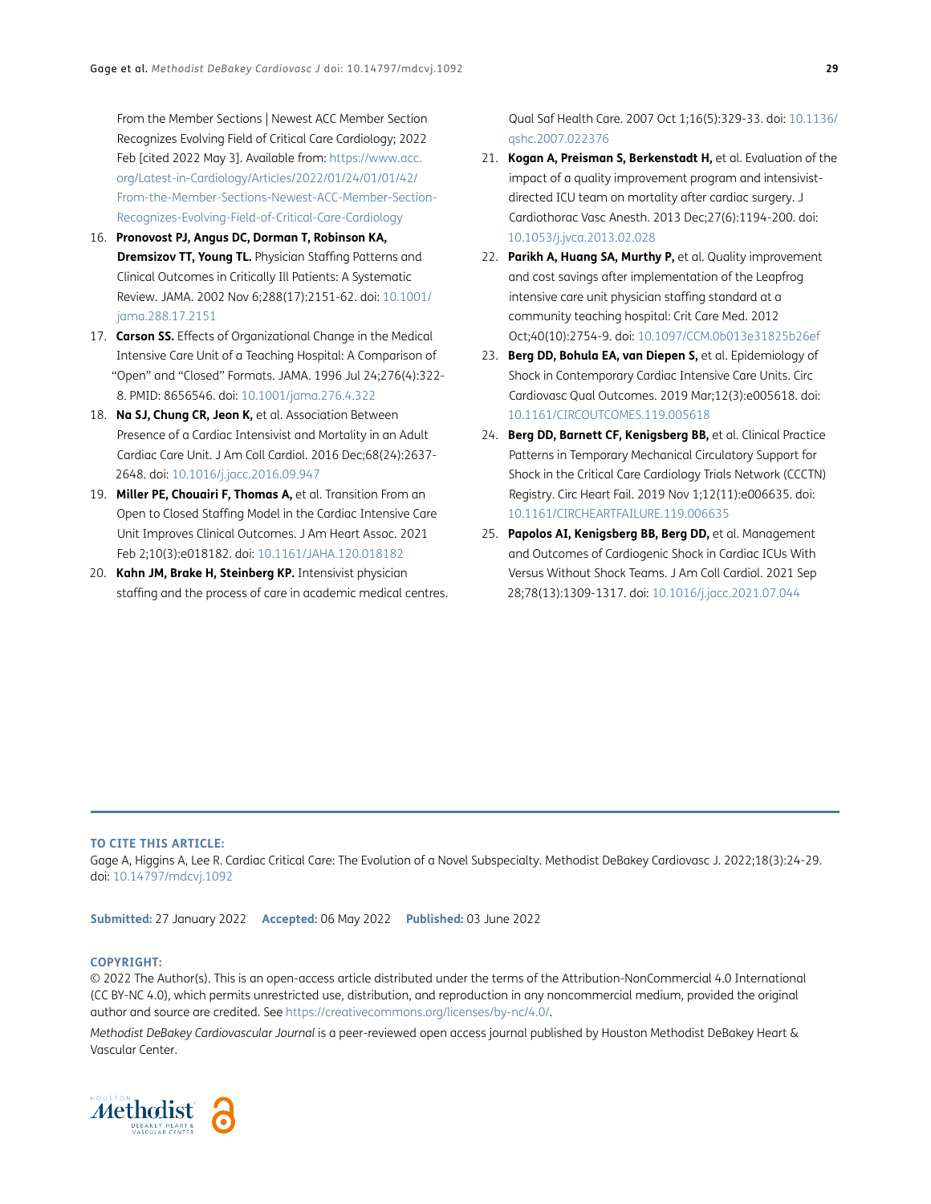From the Member Sections | Newest ACC Member Section Recognizes Evolving Field of Critical Care Cardiology; 2022 Feb [cited 2022 May 3]. Available from: https://www.acc.org/Latest-in-Cardiology/Articles/2022/01/24/01/01/42/From-the-Member-Sections-Newest-ACC-Member-Section-Recognizes-Evolving-Field-of-Critical-Care-Cardiology

16. **Pronovost PJ, Angus DC, Dorman T, Robinson KA, Dremsizov TT, Young TL.** Physician Staffing Patterns and Clinical Outcomes in Critically Ill Patients: A Systematic Review. JAMA. 2002 Nov 6;288(17):2151-62. doi: 10.1001/jama.288.17.2151
17. **Carson SS.** Effects of Organizational Change in the Medical Intensive Care Unit of a Teaching Hospital: A Comparison of "Open" and "Closed" Formats. JAMA. 1996 Jul 24;276(4):322-8. PMID: 8656546. doi: 10.1001/jama.276.4.322
18. **Na SJ, Chung CR, Jeon K,** et al. Association Between Presence of a Cardiac Intensivist and Mortality in an Adult Cardiac Care Unit. J Am Coll Cardiol. 2016 Dec;68(24):2637-2648. doi: 10.1016/j.jacc.2016.09.947
19. **Miller PE, Chouairi F, Thomas A,** et al. Transition From an Open to Closed Staffing Model in the Cardiac Intensive Care Unit Improves Clinical Outcomes. J Am Heart Assoc. 2021 Feb 2;10(3):e018182. doi: 10.1161/JAHA.120.018182
20. **Kahn JM, Brake H, Steinberg KP.** Intensivist physician staffing and the process of care in academic medical centres. Qual Saf Health Care. 2007 Oct 1;16(5):329-33. doi: 10.1136/qshc.2007.022376
21. **Kogan A, Preisman S, Berkenstadt H,** et al. Evaluation of the impact of a quality improvement program and intensivist-directed ICU team on mortality after cardiac surgery. J Cardiothorac Vasc Anesth. 2013 Dec;27(6):1194-200. doi: 10.1053/j.jvca.2013.02.028
22. **Parikh A, Huang SA, Murthy P,** et al. Quality improvement and cost savings after implementation of the Leapfrog intensive care unit physician staffing standard at a community teaching hospital: Crit Care Med. 2012 Oct;40(10):2754-9. doi: 10.1097/CCM.0b013e31825b26ef
23. **Berg DD, Bohula EA, van Diepen S,** et al. Epidemiology of Shock in Contemporary Cardiac Intensive Care Units. Circ Cardiovasc Qual Outcomes. 2019 Mar;12(3):e005618. doi: 10.1161/CIRCOUTCOMES.119.005618
24. **Berg DD, Barnett CF, Kenigsberg BB,** et al. Clinical Practice Patterns in Temporary Mechanical Circulatory Support for Shock in the Critical Care Cardiology Trials Network (CCCTN) Registry. Circ Heart Fail. 2019 Nov 1;12(11):e006635. doi: 10.1161/CIRCHEARTFAILURE.119.006635
25. **Papolos AI, Kenigsberg BB, Berg DD,** et al. Management and Outcomes of Cardiogenic Shock in Cardiac ICUs With Versus Without Shock Teams. J Am Coll Cardiol. 2021 Sep 28;78(13):1309-1317. doi: 10.1016/j.jacc.2021.07.044

**TO CITE THIS ARTICLE:**

Gage A, Higgins A, Lee R. Cardiac Critical Care: The Evolution of a Novel Subspecialty. Methodist DeBakey Cardiovasc J. 2022;18(3):24-29. doi: 10.14797/mdcvj.1092

**Submitted:** 27 January 2022 **Accepted:** 06 May 2022 **Published:** 03 June 2022

**COPYRIGHT:**

© 2022 The Author(s). This is an open-access article distributed under the terms of the Attribution-NonCommercial 4.0 International (CC BY-NC 4.0), which permits unrestricted use, distribution, and reproduction in any noncommercial medium, provided the original author and source are credited. See https://creativecommons.org/licenses/by-nc/4.0/.

*Methodist DeBakey Cardiovascular Journal* is a peer-reviewed open access journal published by Houston Methodist DeBakey Heart & Vascular Center.